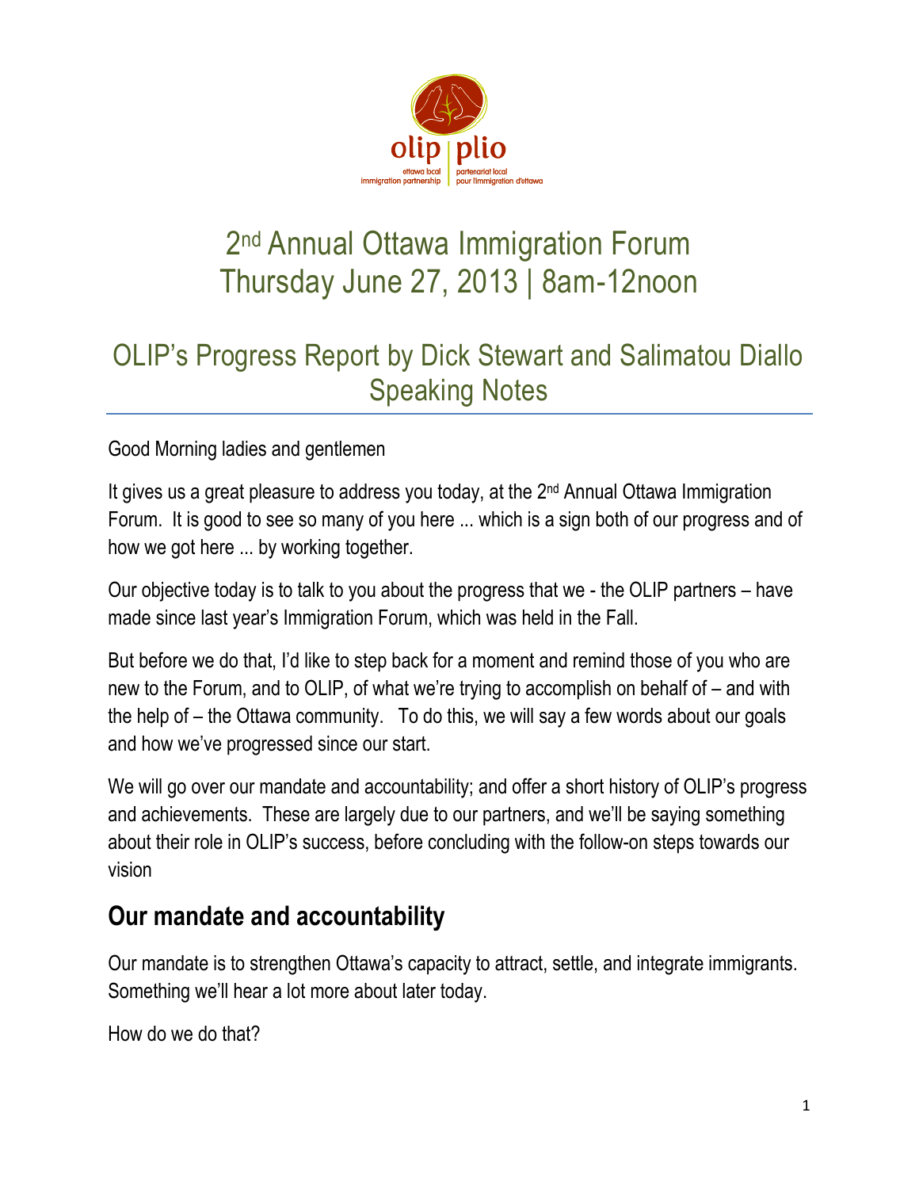# 2nd Annual Ottawa Immigration Forum
# Thursday June 27, 2013 | 8am-12noon

## OLIP's Progress Report by Dick Stewart and Salimatou Diallo Speaking Notes

Good Morning ladies and gentlemen

It gives us a great pleasure to address you today, at the 2nd Annual Ottawa Immigration Forum. It is good to see so many of you here ... which is a sign both of our progress and of how we got here ... by working together.

Our objective today is to talk to you about the progress that we - the OLIP partners – have made since last year's Immigration Forum, which was held in the Fall.

But before we do that, I'd like to step back for a moment and remind those of you who are new to the Forum, and to OLIP, of what we're trying to accomplish on behalf of – and with the help of – the Ottawa community. To do this, we will say a few words about our goals and how we've progressed since our start.

We will go over our mandate and accountability; and offer a short history of OLIP's progress and achievements. These are largely due to our partners, and we'll be saying something about their role in OLIP's success, before concluding with the follow-on steps towards our vision

## Our mandate and accountability

Our mandate is to strengthen Ottawa's capacity to attract, settle, and integrate immigrants. Something we'll hear a lot more about later today.

How do we do that?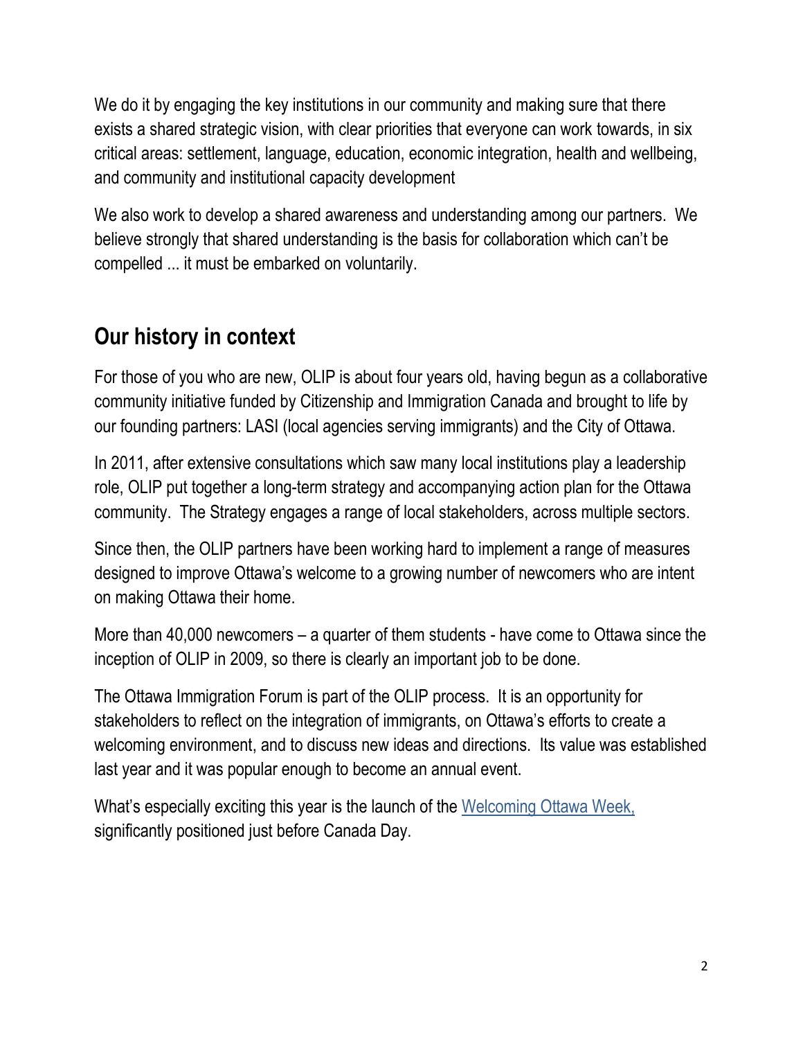We do it by engaging the key institutions in our community and making sure that there exists a shared strategic vision, with clear priorities that everyone can work towards, in six critical areas: settlement, language, education, economic integration, health and wellbeing, and community and institutional capacity development

We also work to develop a shared awareness and understanding among our partners. We believe strongly that shared understanding is the basis for collaboration which can't be compelled ... it must be embarked on voluntarily.

## Our history in context

For those of you who are new, OLIP is about four years old, having begun as a collaborative community initiative funded by Citizenship and Immigration Canada and brought to life by our founding partners: LASI (local agencies serving immigrants) and the City of Ottawa.

In 2011, after extensive consultations which saw many local institutions play a leadership role, OLIP put together a long-term strategy and accompanying action plan for the Ottawa community. The Strategy engages a range of local stakeholders, across multiple sectors.

Since then, the OLIP partners have been working hard to implement a range of measures designed to improve Ottawa's welcome to a growing number of newcomers who are intent on making Ottawa their home.

More than 40,000 newcomers – a quarter of them students - have come to Ottawa since the inception of OLIP in 2009, so there is clearly an important job to be done.

The Ottawa Immigration Forum is part of the OLIP process. It is an opportunity for stakeholders to reflect on the integration of immigrants, on Ottawa's efforts to create a welcoming environment, and to discuss new ideas and directions. Its value was established last year and it was popular enough to become an annual event.

What's especially exciting this year is the launch of the Welcoming Ottawa Week, significantly positioned just before Canada Day.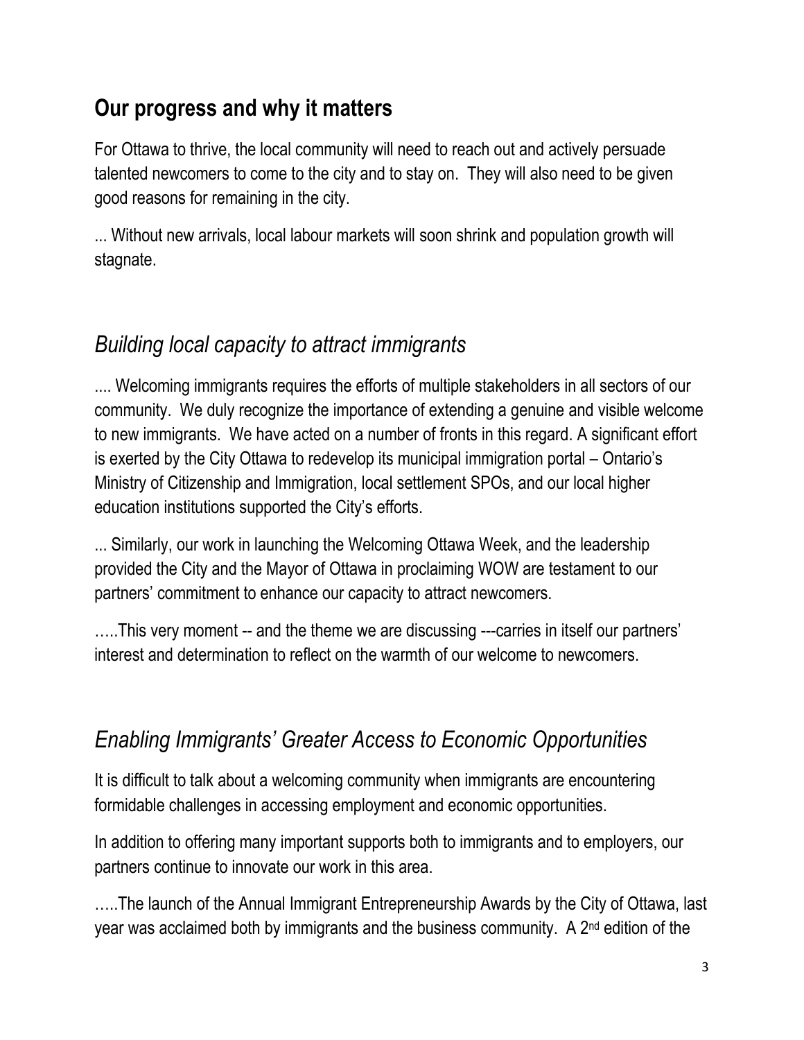## Our progress and why it matters

For Ottawa to thrive, the local community will need to reach out and actively persuade talented newcomers to come to the city and to stay on. They will also need to be given good reasons for remaining in the city.

... Without new arrivals, local labour markets will soon shrink and population growth will stagnate.

### *Building local capacity to attract immigrants*

.... Welcoming immigrants requires the efforts of multiple stakeholders in all sectors of our community. We duly recognize the importance of extending a genuine and visible welcome to new immigrants. We have acted on a number of fronts in this regard. A significant effort is exerted by the City Ottawa to redevelop its municipal immigration portal – Ontario's Ministry of Citizenship and Immigration, local settlement SPOs, and our local higher education institutions supported the City's efforts.

... Similarly, our work in launching the Welcoming Ottawa Week, and the leadership provided the City and the Mayor of Ottawa in proclaiming WOW are testament to our partners' commitment to enhance our capacity to attract newcomers.

…..This very moment -- and the theme we are discussing ---carries in itself our partners' interest and determination to reflect on the warmth of our welcome to newcomers.

### *Enabling Immigrants' Greater Access to Economic Opportunities*

It is difficult to talk about a welcoming community when immigrants are encountering formidable challenges in accessing employment and economic opportunities.

In addition to offering many important supports both to immigrants and to employers, our partners continue to innovate our work in this area.

…..The launch of the Annual Immigrant Entrepreneurship Awards by the City of Ottawa, last year was acclaimed both by immigrants and the business community. A 2nd edition of the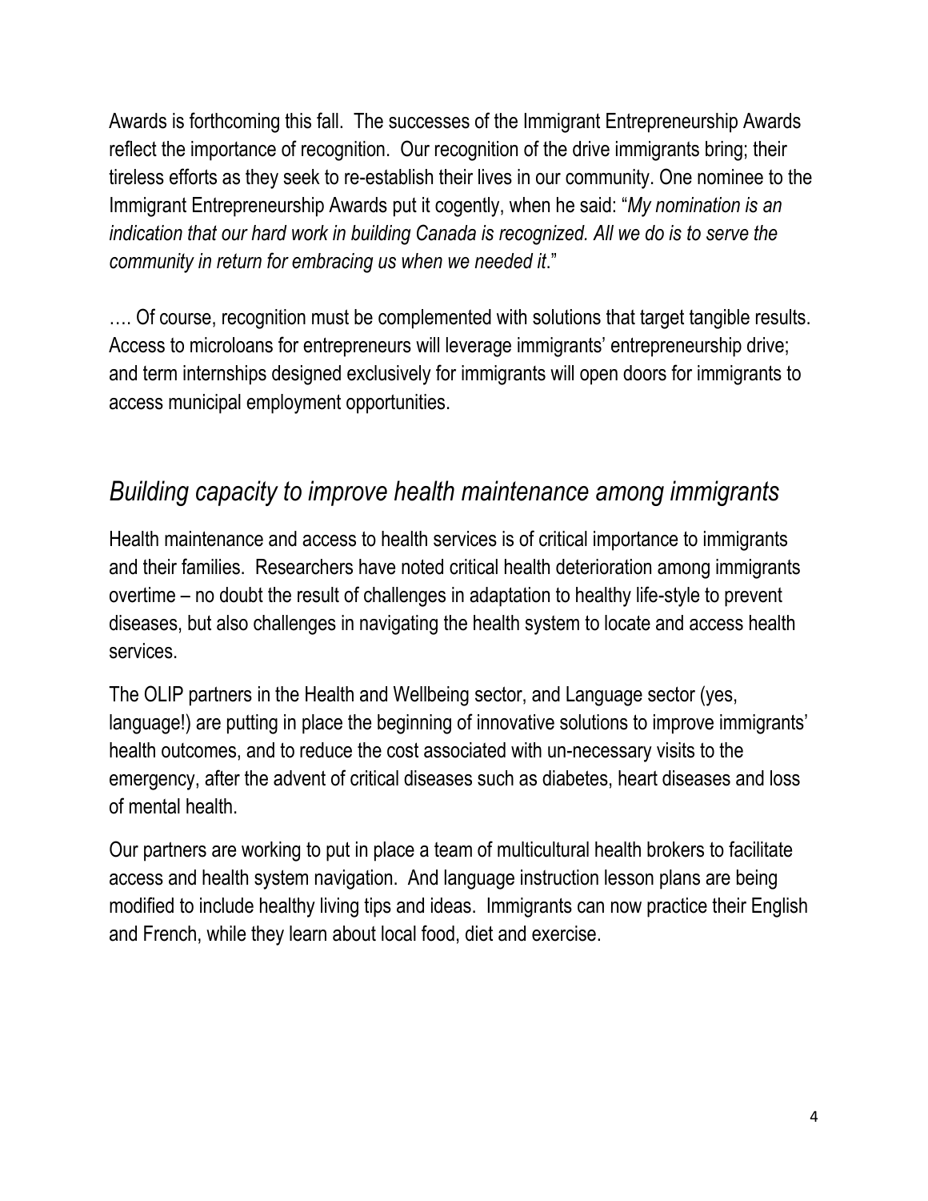Awards is forthcoming this fall. The successes of the Immigrant Entrepreneurship Awards reflect the importance of recognition. Our recognition of the drive immigrants bring; their tireless efforts as they seek to re-establish their lives in our community. One nominee to the Immigrant Entrepreneurship Awards put it cogently, when he said: "*My nomination is an indication that our hard work in building Canada is recognized. All we do is to serve the community in return for embracing us when we needed it*."

…. Of course, recognition must be complemented with solutions that target tangible results. Access to microloans for entrepreneurs will leverage immigrants' entrepreneurship drive; and term internships designed exclusively for immigrants will open doors for immigrants to access municipal employment opportunities.

## *Building capacity to improve health maintenance among immigrants*

Health maintenance and access to health services is of critical importance to immigrants and their families. Researchers have noted critical health deterioration among immigrants overtime – no doubt the result of challenges in adaptation to healthy life-style to prevent diseases, but also challenges in navigating the health system to locate and access health services.

The OLIP partners in the Health and Wellbeing sector, and Language sector (yes, language!) are putting in place the beginning of innovative solutions to improve immigrants' health outcomes, and to reduce the cost associated with un-necessary visits to the emergency, after the advent of critical diseases such as diabetes, heart diseases and loss of mental health.

Our partners are working to put in place a team of multicultural health brokers to facilitate access and health system navigation. And language instruction lesson plans are being modified to include healthy living tips and ideas. Immigrants can now practice their English and French, while they learn about local food, diet and exercise.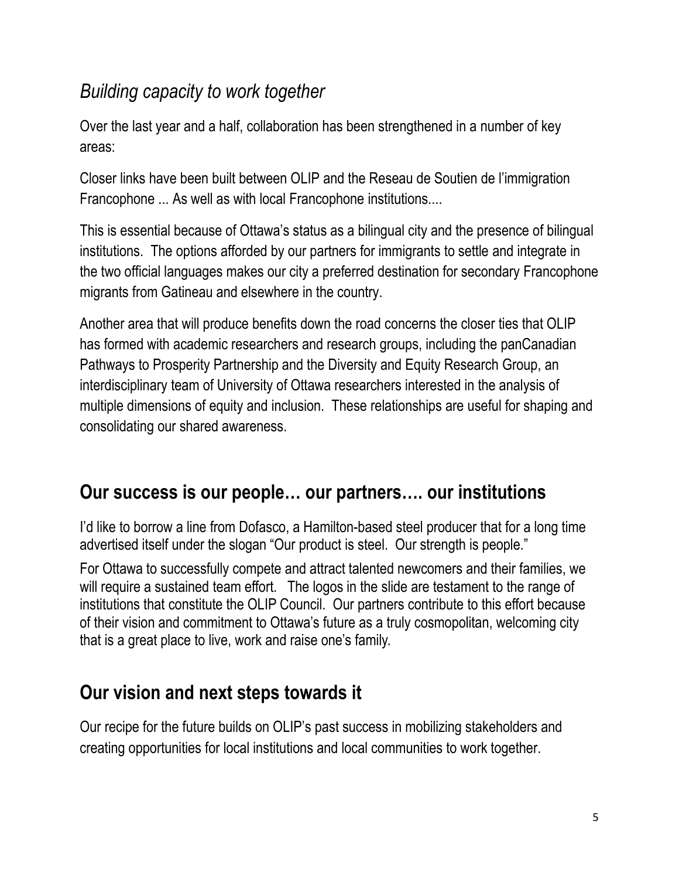## *Building capacity to work together*

Over the last year and a half, collaboration has been strengthened in a number of key areas:

Closer links have been built between OLIP and the Reseau de Soutien de l'immigration Francophone ... As well as with local Francophone institutions....

This is essential because of Ottawa's status as a bilingual city and the presence of bilingual institutions. The options afforded by our partners for immigrants to settle and integrate in the two official languages makes our city a preferred destination for secondary Francophone migrants from Gatineau and elsewhere in the country.

Another area that will produce benefits down the road concerns the closer ties that OLIP has formed with academic researchers and research groups, including the panCanadian Pathways to Prosperity Partnership and the Diversity and Equity Research Group, an interdisciplinary team of University of Ottawa researchers interested in the analysis of multiple dimensions of equity and inclusion. These relationships are useful for shaping and consolidating our shared awareness.

## **Our success is our people… our partners…. our institutions**

I'd like to borrow a line from Dofasco, a Hamilton-based steel producer that for a long time advertised itself under the slogan "Our product is steel. Our strength is people."

For Ottawa to successfully compete and attract talented newcomers and their families, we will require a sustained team effort. The logos in the slide are testament to the range of institutions that constitute the OLIP Council. Our partners contribute to this effort because of their vision and commitment to Ottawa's future as a truly cosmopolitan, welcoming city that is a great place to live, work and raise one's family.

## **Our vision and next steps towards it**

Our recipe for the future builds on OLIP's past success in mobilizing stakeholders and creating opportunities for local institutions and local communities to work together.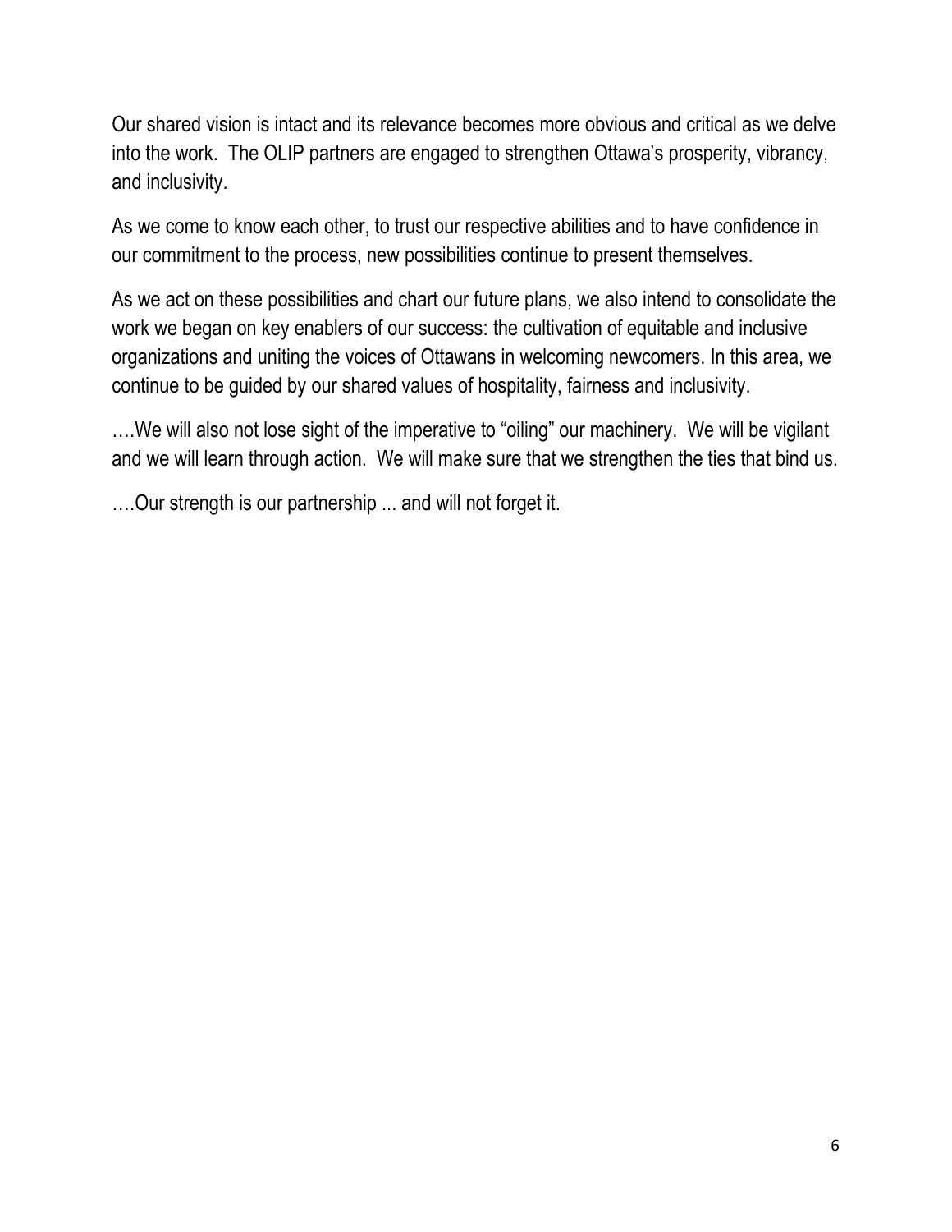Our shared vision is intact and its relevance becomes more obvious and critical as we delve into the work. The OLIP partners are engaged to strengthen Ottawa's prosperity, vibrancy, and inclusivity.

As we come to know each other, to trust our respective abilities and to have confidence in our commitment to the process, new possibilities continue to present themselves.

As we act on these possibilities and chart our future plans, we also intend to consolidate the work we began on key enablers of our success: the cultivation of equitable and inclusive organizations and uniting the voices of Ottawans in welcoming newcomers. In this area, we continue to be guided by our shared values of hospitality, fairness and inclusivity.

….We will also not lose sight of the imperative to "oiling" our machinery. We will be vigilant and we will learn through action. We will make sure that we strengthen the ties that bind us.

….Our strength is our partnership ... and will not forget it.